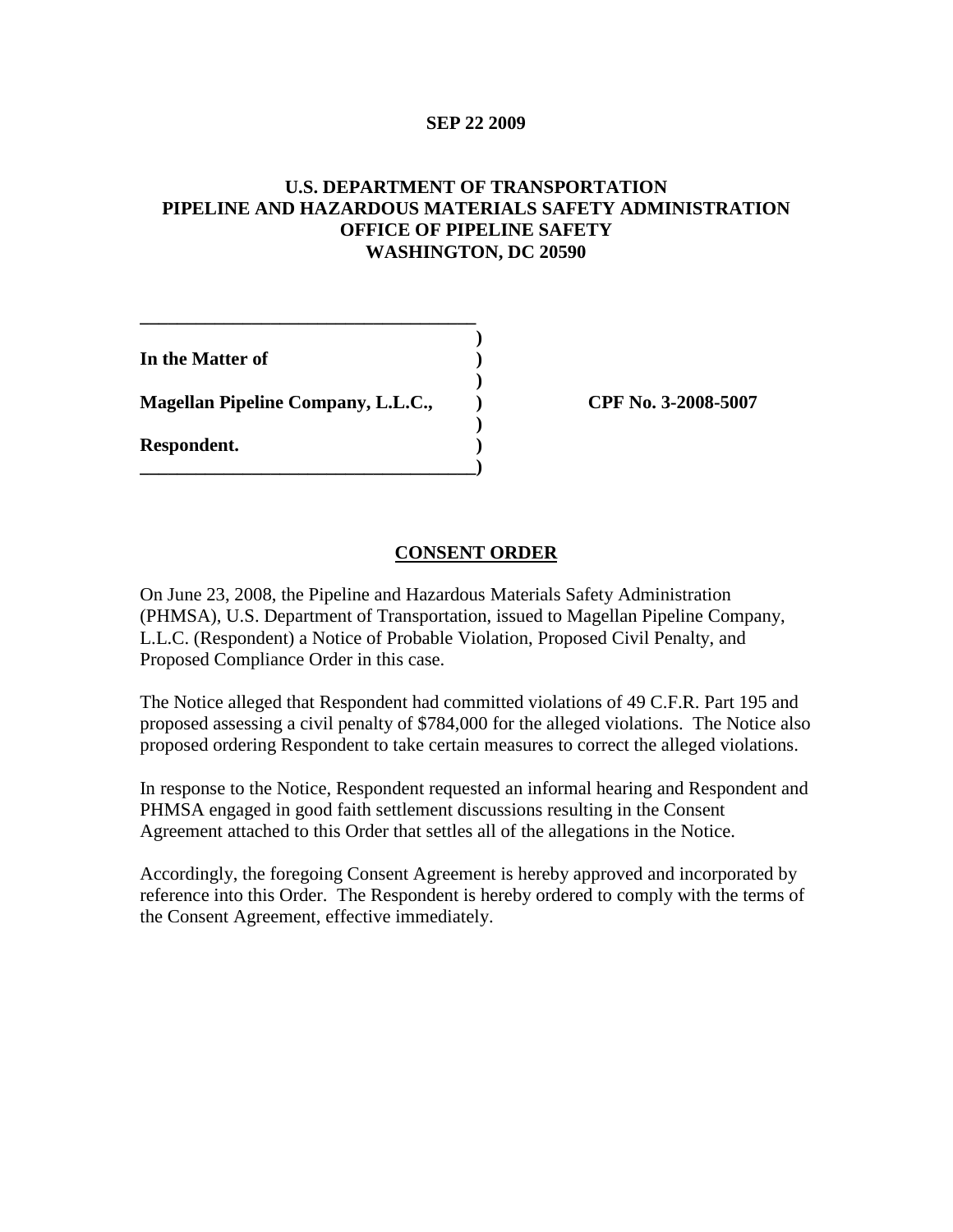**SEP 22 2009**

**U.S. DEPARTMENT OF TRANSPORTATION**
**PIPELINE AND HAZARDOUS MATERIALS SAFETY ADMINISTRATION**
**OFFICE OF PIPELINE SAFETY**
**WASHINGTON, DC 20590**

| | |
|---|---|
| **In the Matter of** | |
| **Magellan Pipeline Company, L.L.C.,** | **CPF No. 3-2008-5007** |
| **Respondent.** | |

## CONSENT ORDER

On June 23, 2008, the Pipeline and Hazardous Materials Safety Administration (PHMSA), U.S. Department of Transportation, issued to Magellan Pipeline Company, L.L.C. (Respondent) a Notice of Probable Violation, Proposed Civil Penalty, and Proposed Compliance Order in this case.

The Notice alleged that Respondent had committed violations of 49 C.F.R. Part 195 and proposed assessing a civil penalty of $784,000 for the alleged violations. The Notice also proposed ordering Respondent to take certain measures to correct the alleged violations.

In response to the Notice, Respondent requested an informal hearing and Respondent and PHMSA engaged in good faith settlement discussions resulting in the Consent Agreement attached to this Order that settles all of the allegations in the Notice.

Accordingly, the foregoing Consent Agreement is hereby approved and incorporated by reference into this Order. The Respondent is hereby ordered to comply with the terms of the Consent Agreement, effective immediately.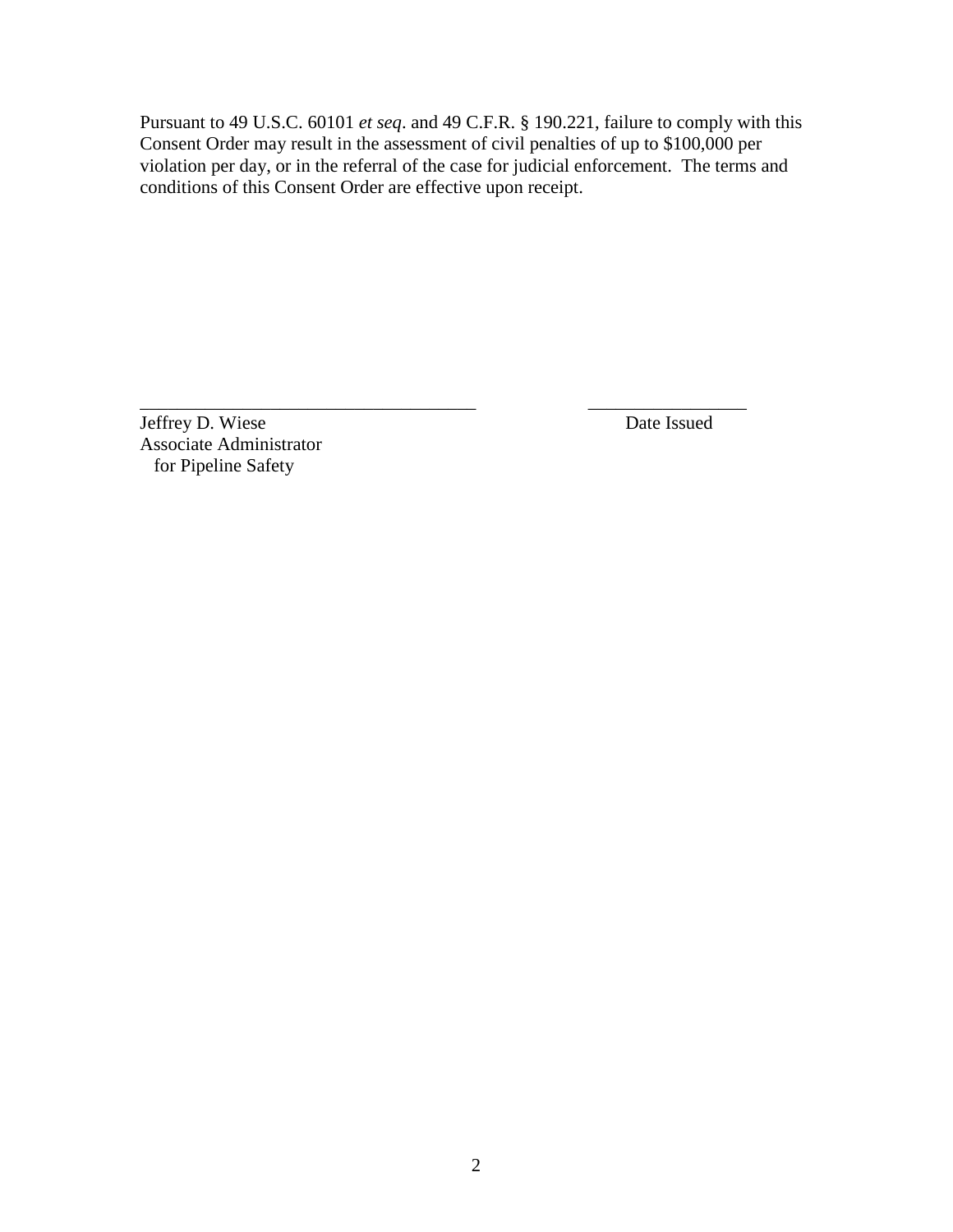Pursuant to 49 U.S.C. 60101 *et seq*. and 49 C.F.R. § 190.221, failure to comply with this Consent Order may result in the assessment of civil penalties of up to $100,000 per violation per day, or in the referral of the case for judicial enforcement. The terms and conditions of this Consent Order are effective upon receipt.

___________________________________ ________________

Jeffrey D. Wiese
Associate Administrator
for Pipeline Safety

Date Issued